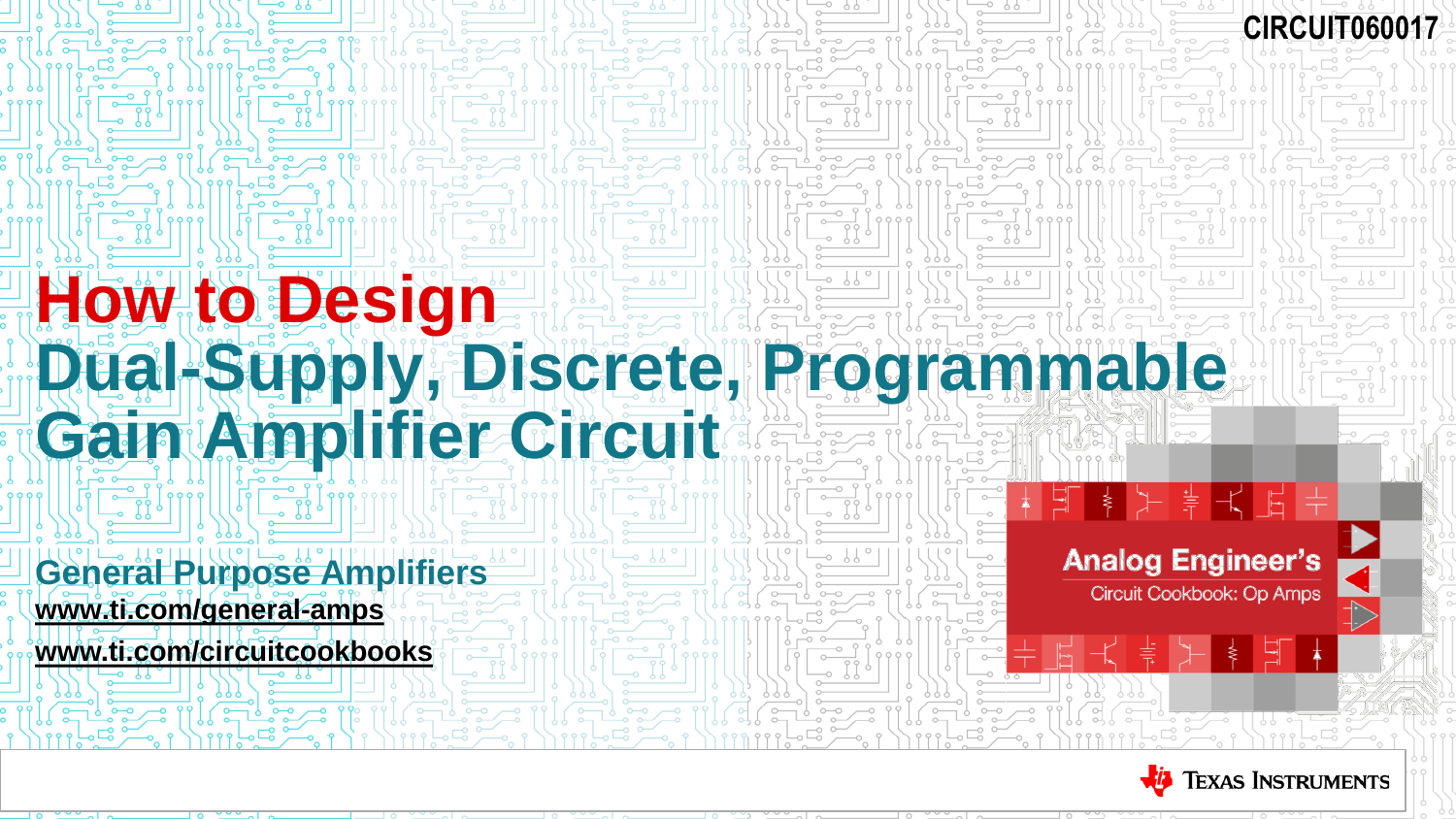CIRCUIT060017

# How to Design Dual-Supply, Discrete, Programmable Gain Amplifier Circuit

## General Purpose Amplifiers

www.ti.com/general-amps

www.ti.com/circuitcookbooks

Analog Engineer's Circuit Cookbook: Op Amps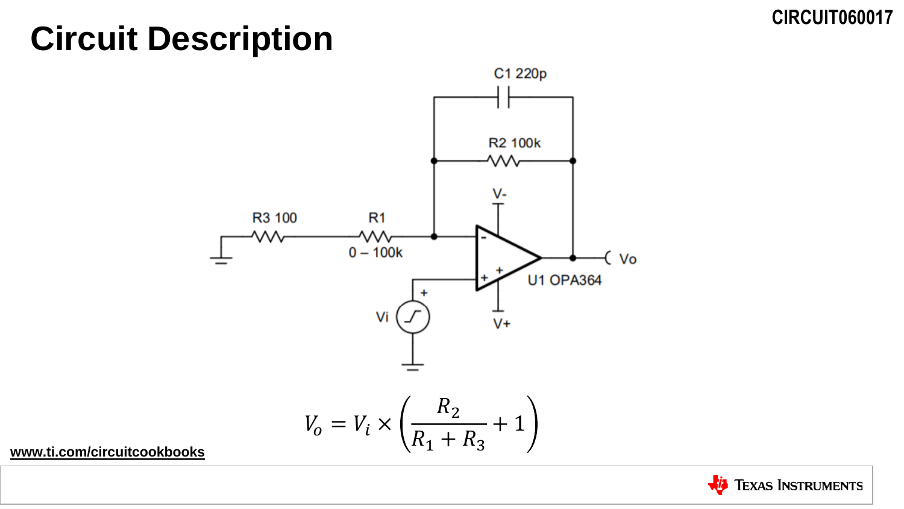CIRCUIT060017

# Circuit Description

C1 220p

R2 100k

V-

R3 100

R1

0 – 100k

Vo

U1 OPA364

Vi

V+

$$V_o = V_i \times \left(\frac{R_2}{R_1 + R_3} + 1\right)$$

www.ti.com/circuitcookbooks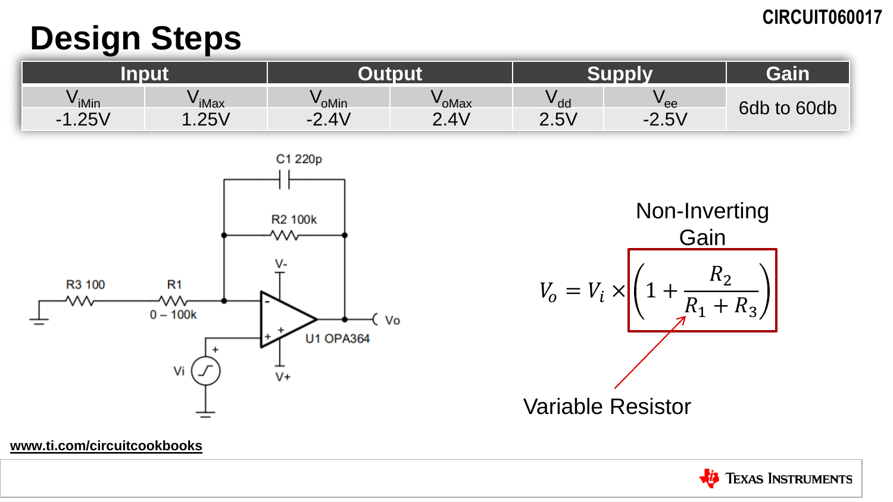# Design Steps

CIRCUIT060017

| Input | | Output | | Supply | | Gain |
|---|---|---|---|---|---|---|
| $V_{iMin}$ | $V_{iMax}$ | $V_{oMin}$ | $V_{oMax}$ | $V_{dd}$ | $V_{ee}$ | 6db to 60db |
| -1.25V | 1.25V | -2.4V | 2.4V | 2.5V | -2.5V | |

C1 220p

R2 100k

R3 100

R1 0 – 100k

V-

V+

Vi

Vo

U1 OPA364

Non-Inverting Gain

$$V_o = V_i \times \left(1 + \frac{R_2}{R_1 + R_3}\right)$$

Variable Resistor

www.ti.com/circuitcookbooks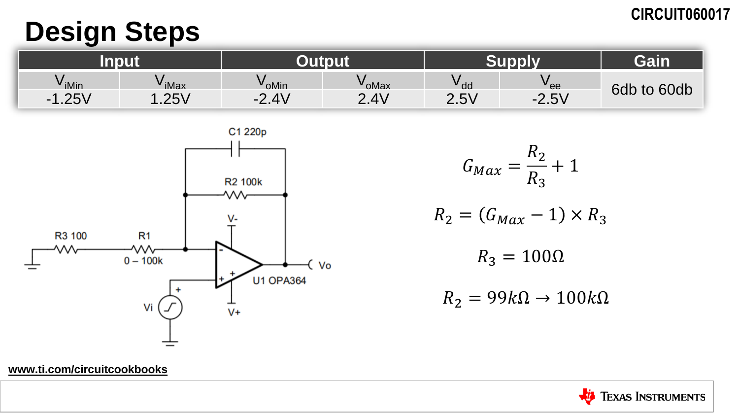CIRCUIT060017

# Design Steps

| Input | | Output | | Supply | | Gain |
|---|---|---|---|---|---|---|
| $V_{iMin}$ | $V_{iMax}$ | $V_{oMin}$ | $V_{oMax}$ | $V_{dd}$ | $V_{ee}$ | 6db to 60db |
| -1.25V | 1.25V | -2.4V | 2.4V | 2.5V | -2.5V | |

C1 220p

R2 100k

V-

R3 100

R1

0 – 100k

Vo

U1 OPA364

Vi

V+

$$G_{Max} = \frac{R_2}{R_3} + 1$$

$$R_2 = (G_{Max} - 1) \times R_3$$

$$R_3 = 100\Omega$$

$$R_2 = 99k\Omega \rightarrow 100k\Omega$$

www.ti.com/circuitcookbooks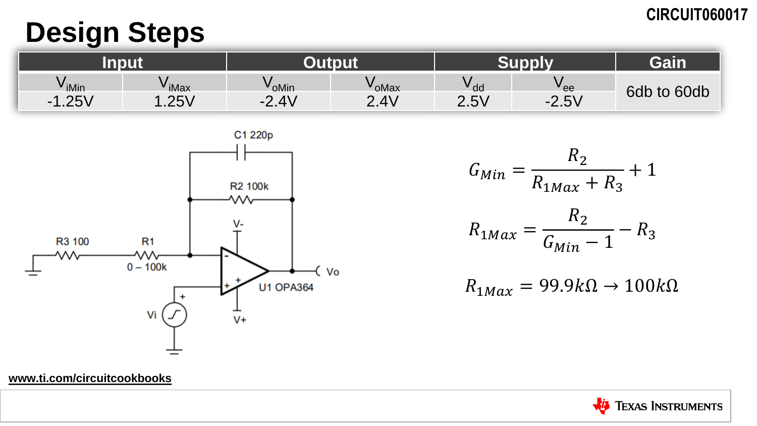# Design Steps

| Input | | Output | | Supply | | Gain |
|---|---|---|---|---|---|---|
| $V_{iMin}$ | $V_{iMax}$ | $V_{oMin}$ | $V_{oMax}$ | $V_{dd}$ | $V_{ee}$ | 6db to 60db |
| -1.25V | 1.25V | -2.4V | 2.4V | 2.5V | -2.5V | |

C1 220p

R2 100k

R3 100

R1

0 – 100k

V-

V+

Vi

Vo

U1 OPA364

$$G_{Min} = \frac{R_2}{R_{1Max} + R_3} + 1$$

$$R_{1Max} = \frac{R_2}{G_{Min} - 1} - R_3$$

$$R_{1Max} = 99.9k\Omega \rightarrow 100k\Omega$$

www.ti.com/circuitcookbooks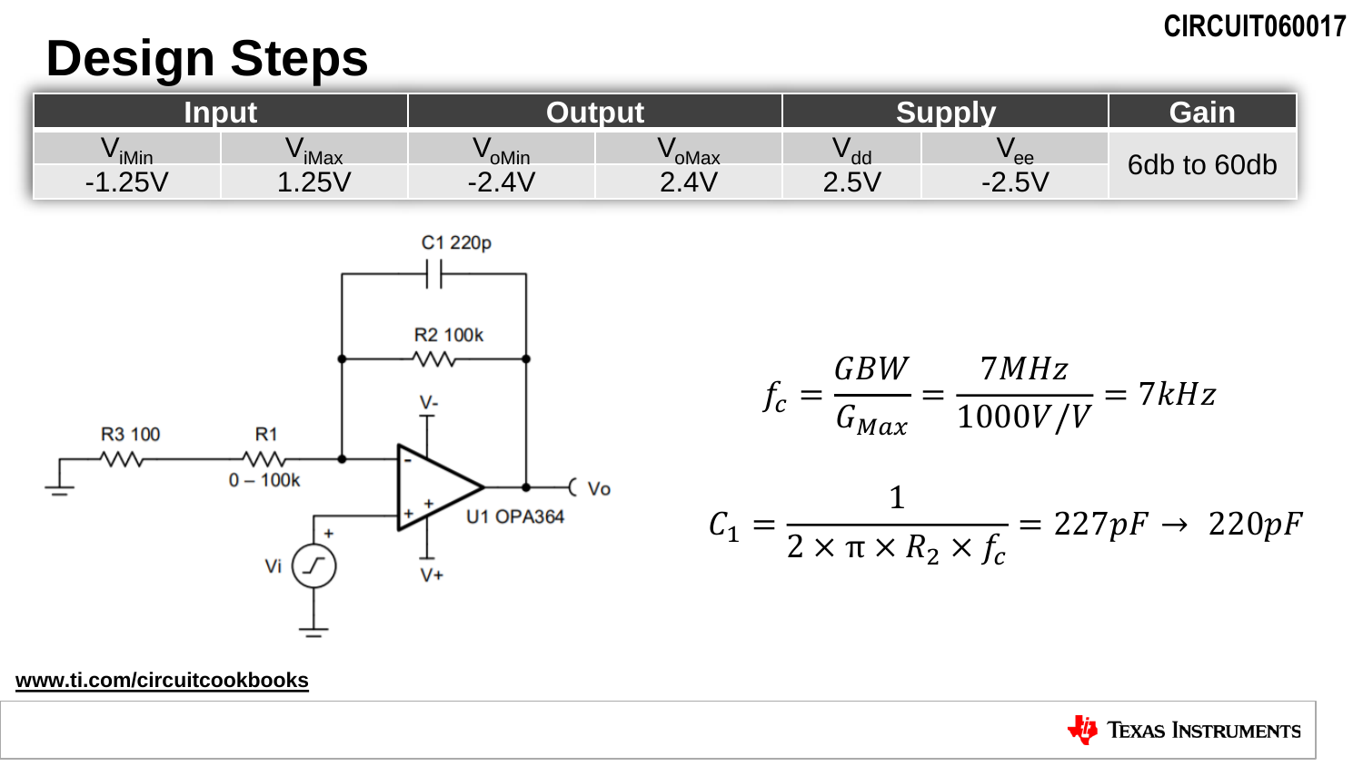# Design Steps

CIRCUIT060017

| Input | | Output | | Supply | | Gain |
|---|---|---|---|---|---|---|
| $V_{iMin}$ | $V_{iMax}$ | $V_{oMin}$ | $V_{oMax}$ | $V_{dd}$ | $V_{ee}$ | 6db to 60db |
| -1.25V | 1.25V | -2.4V | 2.4V | 2.5V | -2.5V | |

C1 220p

R2 100k

V-

R3 100

R1

0 – 100k

Vi

V+

U1 OPA364

Vo

$$f_c = \frac{GBW}{G_{Max}} = \frac{7MHz}{1000V/V} = 7kHz$$

$$C_1 = \frac{1}{2 \times \pi \times R_2 \times f_c} = 227pF \rightarrow 220pF$$

www.ti.com/circuitcookbooks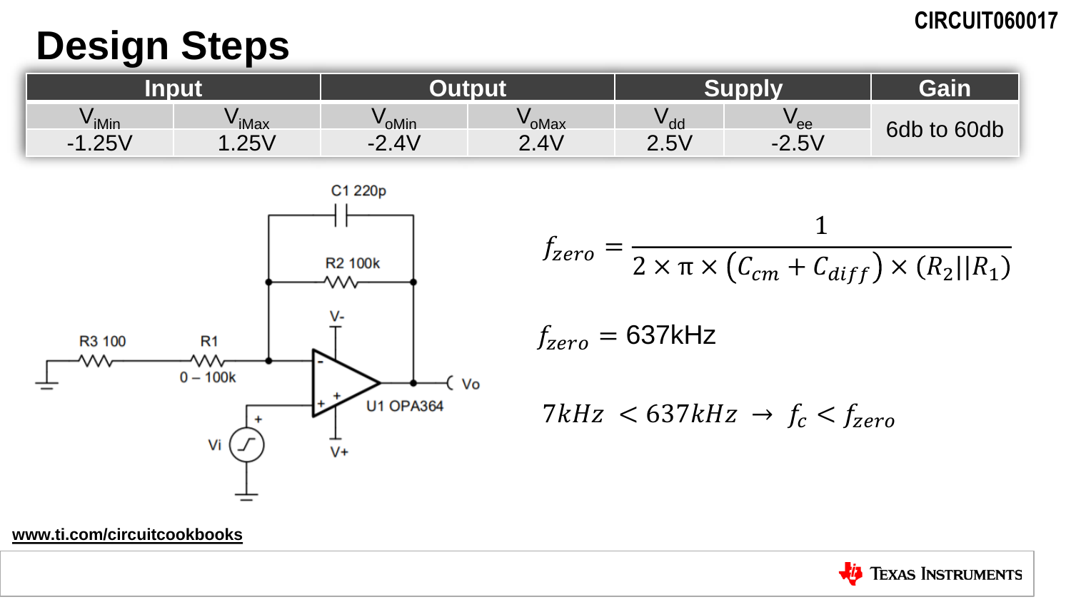# Design Steps

CIRCUIT060017

| Input | | Output | | Supply | | Gain |
|---|---|---|---|---|---|---|
| $V_{iMin}$ | $V_{iMax}$ | $V_{oMin}$ | $V_{oMax}$ | $V_{dd}$ | $V_{ee}$ | 6db to 60db |
| -1.25V | 1.25V | -2.4V | 2.4V | 2.5V | -2.5V | |

C1 220p

R2 100k

V-

R3 100

R1

0 – 100k

U1 OPA364

Vo

Vi

V+

$$f_{zero} = \frac{1}{2 \times \pi \times (C_{cm} + C_{diff}) \times (R_2 || R_1)}$$

$$f_{zero} = 637\text{kHz}$$

$$7kHz < 637kHz \rightarrow f_c < f_{zero}$$

www.ti.com/circuitcookbooks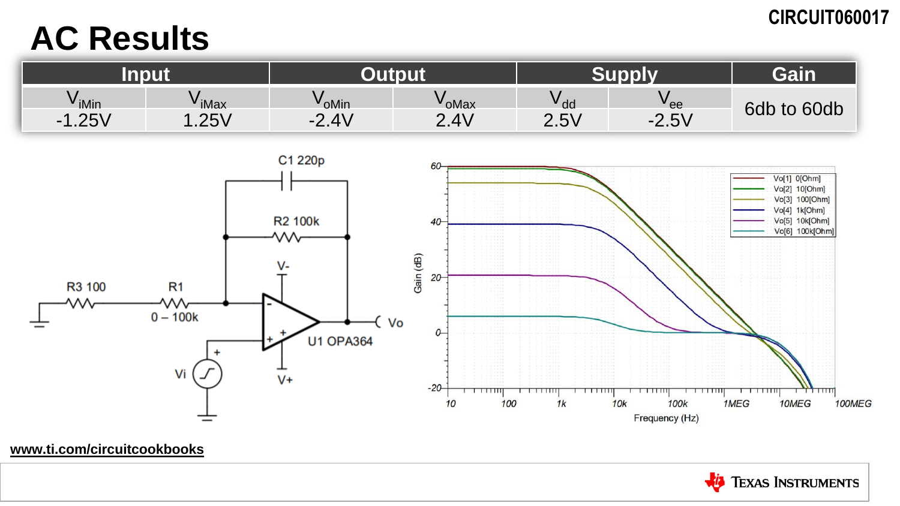# AC Results

| Input | | Output | | Supply | | Gain |
|---|---|---|---|---|---|---|
| $V_{iMin}$ | $V_{iMax}$ | $V_{oMin}$ | $V_{oMax}$ | $V_{dd}$ | $V_{ee}$ | 6db to 60db |
| -1.25V | 1.25V | -2.4V | 2.4V | 2.5V | -2.5V | |

C1 220p

R2 100k

V-

R3 100

R1

0 – 100k

Vo

U1 OPA364

Vi

V+

Gain (dB)

Frequency (Hz)

Vo[1] 0[Ohm]
Vo[2] 10[Ohm]
Vo[3] 100[Ohm]
Vo[4] 1k[Ohm]
Vo[5] 10k[Ohm]
Vo[6] 100k[Ohm]

www.ti.com/circuitcookbooks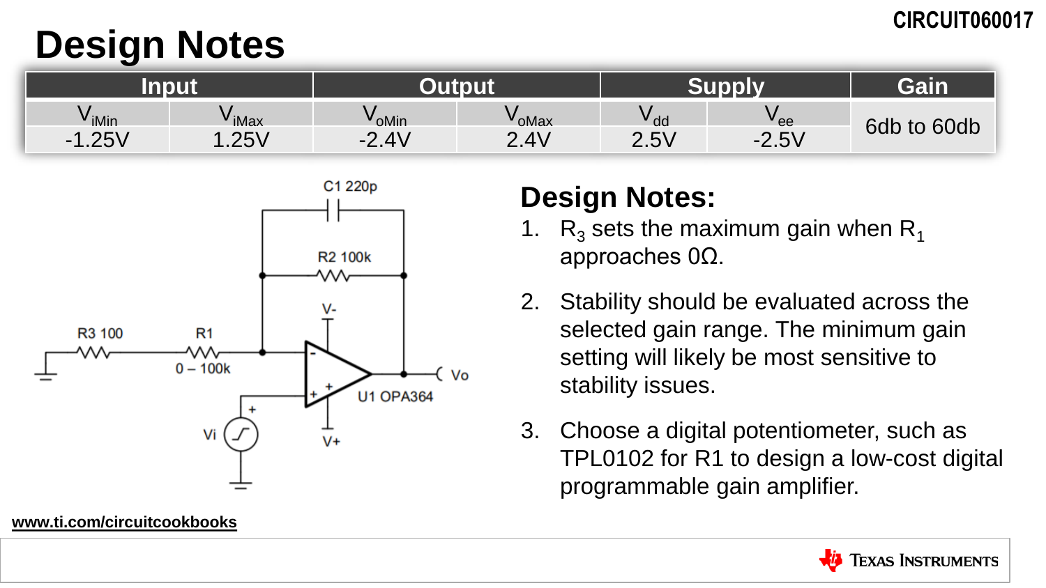CIRCUIT060017

# Design Notes

| Input | | Output | | Supply | | Gain |
|---|---|---|---|---|---|---|
| $V_{iMin}$ | $V_{iMax}$ | $V_{oMin}$ | $V_{oMax}$ | $V_{dd}$ | $V_{ee}$ | 6db to 60db |
| -1.25V | 1.25V | -2.4V | 2.4V | 2.5V | -2.5V | |

C1 220p

R2 100k

V-

R3 100

R1

0 – 100k

Vi

V+

U1 OPA364

Vo

## Design Notes:

1. $R_3$ sets the maximum gain when $R_1$ approaches 0Ω.
2. Stability should be evaluated across the selected gain range. The minimum gain setting will likely be most sensitive to stability issues.
3. Choose a digital potentiometer, such as TPL0102 for R1 to design a low-cost digital programmable gain amplifier.

www.ti.com/circuitcookbooks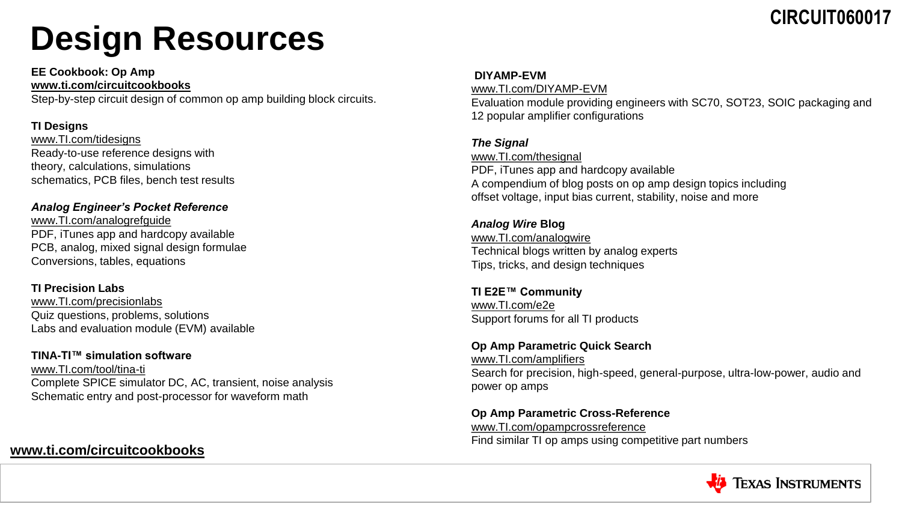# Design Resources

**EE Cookbook: Op Amp**
**www.ti.com/circuitcookbooks**
Step-by-step circuit design of common op amp building block circuits.

**TI Designs**
www.TI.com/tidesigns
Ready-to-use reference designs with
theory, calculations, simulations
schematics, PCB files, bench test results

***Analog Engineer's Pocket Reference***
www.TI.com/analogrefguide
PDF, iTunes app and hardcopy available
PCB, analog, mixed signal design formulae
Conversions, tables, equations

**TI Precision Labs**
www.TI.com/precisionlabs
Quiz questions, problems, solutions
Labs and evaluation module (EVM) available

**TINA-TI™ simulation software**
www.TI.com/tool/tina-ti
Complete SPICE simulator DC, AC, transient, noise analysis
Schematic entry and post-processor for waveform math

**DIYAMP-EVM**
www.TI.com/DIYAMP-EVM
Evaluation module providing engineers with SC70, SOT23, SOIC packaging and 12 popular amplifier configurations

***The Signal***
www.TI.com/thesignal
PDF, iTunes app and hardcopy available
A compendium of blog posts on op amp design topics including offset voltage, input bias current, stability, noise and more

***Analog Wire* Blog**
www.TI.com/analogwire
Technical blogs written by analog experts
Tips, tricks, and design techniques

**TI E2E™ Community**
www.TI.com/e2e
Support forums for all TI products

**Op Amp Parametric Quick Search**
www.TI.com/amplifiers
Search for precision, high-speed, general-purpose, ultra-low-power, audio and power op amps

**Op Amp Parametric Cross-Reference**
www.TI.com/opampcrossreference
Find similar TI op amps using competitive part numbers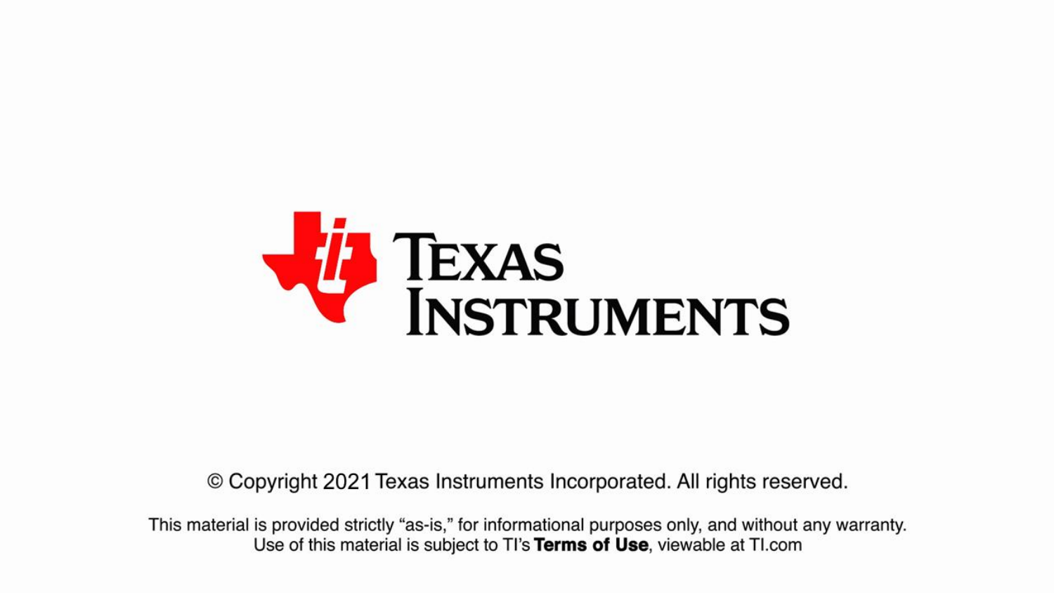TEXAS INSTRUMENTS

© Copyright 2021 Texas Instruments Incorporated. All rights reserved.

This material is provided strictly "as-is," for informational purposes only, and without any warranty.
Use of this material is subject to TI's **Terms of Use**, viewable at TI.com